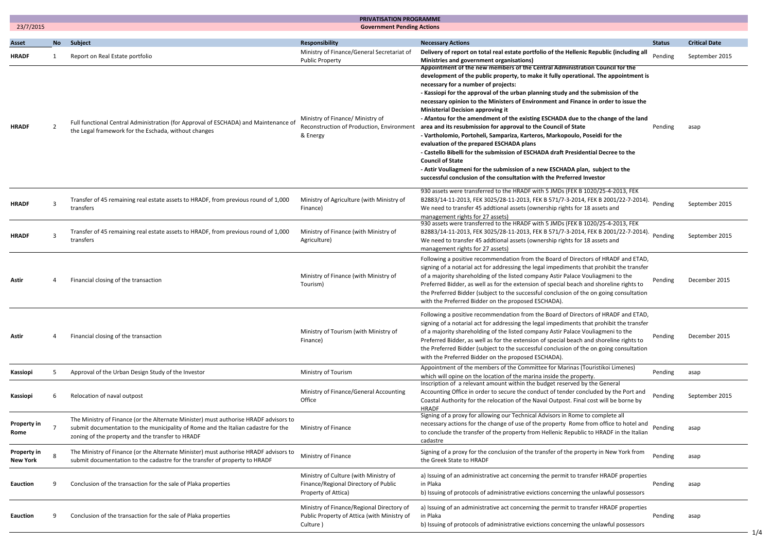# PRIVATISATION PROGRAMME

## Government Pending Actions

23/7/2015

| Asset | No | Subject | Responsibility | Necessary Actions | Status | Critical Date |
|---|---|---|---|---|---|---|
| **HRADF** | 1 | Report on Real Estate portfolio | Ministry of Finance/General Secretariat of Public Property | **Delivery of report on total real estate portfolio of the Hellenic Republic (including all Ministries and government organisations)** | Pending | September 2015 |
| **HRADF** | 2 | Full functional Central Administration (for Approval of ESCHADA) and Maintenance of the Legal framework for the Eschada, without changes | Ministry of Finance/ Ministry of Reconstruction of Production, Environment & Energy | **Appointment of the new members of the Central Administration Council for the development of the public property, to make it fully operational. The appointment is necessary for a number of projects:**<br>**- Kassiopi for the approval of the urban planning study and the submission of the necessary opinion to the Ministers of Environment and Finance in order to issue the Ministerial Decision approving it**<br>**- Afantou for the amendment of the existing ESCHADA due to the change of the land area and its resubmission for approval to the Council of State**<br>**- Vartholomio, Portoheli, Sampariza, Karteros, Markopoulo, Poseidi for the evaluation of the prepared ESCHADA plans**<br>**- Castello Bibelli for the submission of ESCHADA draft Presidential Decree to the Council of State**<br>**- Astir Vouliagmeni for the submission of a new ESCHADA plan, subject to the successful conclusion of the consultation with the Preferred Investor** | Pending | asap |
| **HRADF** | 3 | Transfer of 45 remaining real estate assets to HRADF, from previous round of 1,000 transfers | Ministry of Agriculture (with Ministry of Finance) | 930 assets were transferred to the HRADF with 5 JMDs (FEK B 1020/25-4-2013, FEK B2883/14-11-2013, FEK 3025/28-11-2013, FEK B 571/7-3-2014, FEK B 2001/22-7-2014). We need to transfer 45 addtional assets (ownership rights for 18 assets and management rights for 27 assets) | Pending | September 2015 |
| **HRADF** | 3 | Transfer of 45 remaining real estate assets to HRADF, from previous round of 1,000 transfers | Ministry of Finance (with Ministry of Agriculture) | 930 assets were transferred to the HRADF with 5 JMDs (FEK B 1020/25-4-2013, FEK B2883/14-11-2013, FEK 3025/28-11-2013, FEK B 571/7-3-2014, FEK B 2001/22-7-2014). We need to transfer 45 addtional assets (ownership rights for 18 assets and management rights for 27 assets) | Pending | September 2015 |
| **Astir** | 4 | Financial closing of the transaction | Ministry of Finance (with Ministry of Tourism) | Following a positive recommendation from the Board of Directors of HRADF and ETAD, signing of a notarial act for addressing the legal impediments that prohibit the transfer of a majority shareholding of the listed company Astir Palace Vouliagmeni to the Preferred Bidder, as well as for the extension of special beach and shoreline rights to the Preferred Bidder (subject to the successful conclusion of the on going consultation with the Preferred Bidder on the proposed ESCHADA). | Pending | December 2015 |
| **Astir** | 4 | Financial closing of the transaction | Ministry of Tourism (with Ministry of Finance) | Following a positive recommendation from the Board of Directors of HRADF and ETAD, signing of a notarial act for addressing the legal impediments that prohibit the transfer of a majority shareholding of the listed company Astir Palace Vouliagmeni to the Preferred Bidder, as well as for the extension of special beach and shoreline rights to the Preferred Bidder (subject to the successful conclusion of the on going consultation with the Preferred Bidder on the proposed ESCHADA). | Pending | December 2015 |
| **Kassiopi** | 5 | Approval of the Urban Design Study of the Investor | Ministry of Tourism | Appointment of the members of the Committee for Marinas (Touristikoi Limenes) which will opine on the location of the marina inside the property. | Pending | asap |
| **Kassiopi** | 6 | Relocation of naval outpost | Ministry of Finance/General Accounting Office | Inscription of a relevant amount within the budget reserved by the General Accounting Office in order to secure the conduct of tender concluded by the Port and Coastal Authority for the relocation of the Naval Outpost. Final cost will be borne by HRADF | Pending | September 2015 |
| **Property in Rome** | 7 | The Ministry of Finance (or the Alternate Minister) must authorise HRADF advisors to submit documentation to the municipality of Rome and the Italian cadastre for the zoning of the property and the transfer to HRADF | Ministry of Finance | Signing of a proxy for allowing our Technical Advisors in Rome to complete all necessary actions for the change of use of the property Rome from office to hotel and to conclude the transfer of the property from Hellenic Republic to HRADF in the Italian cadastre | Pending | asap |
| **Property in New York** | 8 | The Ministry of Finance (or the Alternate Minister) must authorise HRADF advisors to submit documentation to the cadastre for the transfer of property to HRADF | Ministry of Finance | Signing of a proxy for the conclusion of the transfer of the property in New York from the Greek State to HRADF | Pending | asap |
| **Eauction** | 9 | Conclusion of the transaction for the sale of Plaka properties | Ministry of Culture (with Ministry of Finance/Regional Directory of Public Property of Attica) | a) Issuing of an administrative act concerning the permit to transfer HRADF properties in Plaka<br>b) Issuing of protocols of administrative evictions concerning the unlawful possessors | Pending | asap |
| **Eauction** | 9 | Conclusion of the transaction for the sale of Plaka properties | Ministry of Finance/Regional Directory of Public Property of Attica (with Ministry of Culture ) | a) Issuing of an administrative act concerning the permit to transfer HRADF properties in Plaka<br>b) Issuing of protocols of administrative evictions concerning the unlawful possessors | Pending | asap |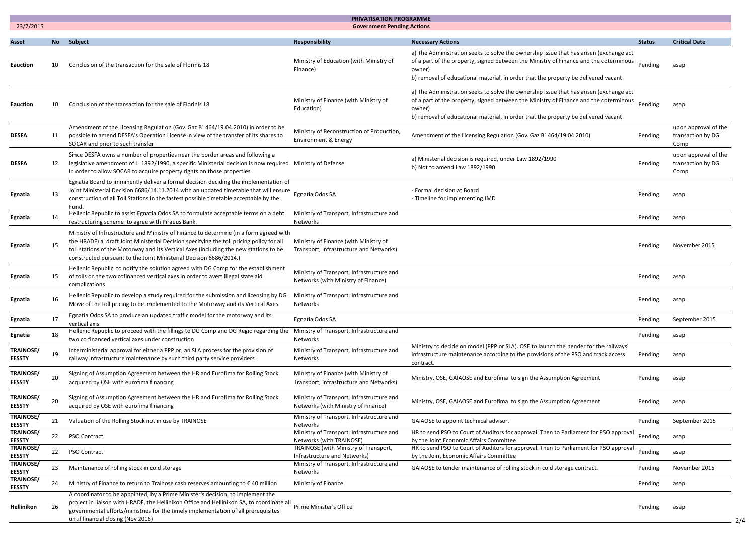# PRIVATISATION PROGRAMME

23/7/2015

## Government Pending Actions

| Asset | No | Subject | Responsibility | Necessary Actions | Status | Critical Date |
|---|---|---|---|---|---|---|
| Eauction | 10 | Conclusion of the transaction for the sale of Florinis 18 | Ministry of Education (with Ministry of Finance) | a) The Administration seeks to solve the ownership issue that has arisen (exchange act of a part of the property, signed between the Ministry of Finance and the coterminous owner)<br>b) removal of educational material, in order that the property be delivered vacant | Pending | asap |
| Eauction | 10 | Conclusion of the transaction for the sale of Florinis 18 | Ministry of Finance (with Ministry of Education) | a) The Administration seeks to solve the ownership issue that has arisen (exchange act of a part of the property, signed between the Ministry of Finance and the coterminous owner)<br>b) removal of educational material, in order that the property be delivered vacant | Pending | asap |
| DESFA | 11 | Amendment of the Licensing Regulation (Gov. Gaz B΄ 464/19.04.2010) in order to be possible to amend DESFA's Operation License in view of the transfer of its shares to SOCAR and prior to such transfer | Ministry of Reconstruction of Production, Environment & Energy | Amendment of the Licensing Regulation (Gov. Gaz B΄ 464/19.04.2010) | Pending | upon approval of the transaction by DG Comp |
| DESFA | 12 | Since DESFA owns a number of properties near the border areas and following a legislative amendment of L. 1892/1990, a specific Ministerial decision is now required in order to allow SOCAR to acquire property rights on those properties | Ministry of Defense | a) Ministerial decision is required, under Law 1892/1990<br>b) Not to amend Law 1892/1990 | Pending | upon approval of the transaction by DG Comp |
| Egnatia | 13 | Egnatia Board to imminently deliver a formal decision deciding the implementation of Joint Ministerial Decision 6686/14.11.2014 with an updated timetable that will ensure construction of all Toll Stations in the fastest possible timetable acceptable by the Fund. | Egnatia Odos SA | - Formal decision at Board<br>- Timeline for implementing JMD | Pending | asap |
| Egnatia | 14 | Hellenic Republic to assist Egnatia Odos SA to formulate acceptable terms on a debt restructuring scheme to agree with Piraeus Bank. | Ministry of Transport, Infrastructure and Networks | | Pending | asap |
| Egnatia | 15 | Ministry of Infrustructure and Ministry of Finance to determine (in a form agreed with the HRADF) a draft Joint Ministerial Decision specifying the toll pricing policy for all toll stations of the Motorway and its Vertical Axes (including the new stations to be constructed pursuant to the Joint Ministerial Decision 6686/2014.) | Ministry of Finance (with Ministry of Transport, Infrastructure and Networks) | | Pending | November 2015 |
| Egnatia | 15 | Hellenic Republic to notify the solution agreed with DG Comp for the establishment of tolls on the two cofinanced vertical axes in order to avert illegal state aid complications | Ministry of Transport, Infrastructure and Networks (with Ministry of Finance) | | Pending | asap |
| Egnatia | 16 | Hellenic Republic to develop a study required for the submission and licensing by DG Move of the toll pricing to be implemented to the Motorway and its Vertical Axes | Ministry of Transport, Infrastructure and Networks | | Pending | asap |
| Egnatia | 17 | Egnatia Odos SA to produce an updated traffic model for the motorway and its vertical axis | Egnatia Odos SA | | Pending | September 2015 |
| Egnatia | 18 | Hellenic Republic to proceed with the fillings to DG Comp and DG Regio regarding the two co financed vertical axes under construction | Ministry of Transport, Infrastructure and Networks | | Pending | asap |
| TRAINOSE/ EESSTY | 19 | Interministerial approval for either a PPP or, an SLA process for the provision of railway infrastructure maintenance by such third party service providers | Ministry of Transport, Infrastructure and Networks | Ministry to decide on model (PPP or SLA). OSE to launch the tender for the railways' infrastructure maintenance according to the provisions of the PSO and track access contract. | Pending | asap |
| TRAINOSE/ EESSTY | 20 | Signing of Assumption Agreement between the HR and Eurofima for Rolling Stock acquired by OSE with eurofima financing | Ministry of Finance (with Ministry of Transport, Infrastructure and Networks) | Ministry, OSE, GAIAOSE and Eurofima to sign the Assumption Agreement | Pending | asap |
| TRAINOSE/ EESSTY | 20 | Signing of Assumption Agreement between the HR and Eurofima for Rolling Stock acquired by OSE with eurofima financing | Ministry of Transport, Infrastructure and Networks (with Ministry of Finance) | Ministry, OSE, GAIAOSE and Eurofima to sign the Assumption Agreement | Pending | asap |
| TRAINOSE/ EESSTY | 21 | Valuation of the Rolling Stock not in use by TRAINOSE | Ministry of Transport, Infrastructure and Networks | GAIAOSE to appoint technical advisor. | Pending | September 2015 |
| TRAINOSE/ EESSTY | 22 | PSO Contract | Ministry of Transport, Infrastructure and Networks (with TRAINOSE) | HR to send PSO to Court of Auditors for approval. Then to Parliament for PSO approval by the Joint Economic Affairs Committee | Pending | asap |
| TRAINOSE/ EESSTY | 22 | PSO Contract | TRAINOSE (with Ministry of Transport, Infrastructure and Networks) | HR to send PSO to Court of Auditors for approval. Then to Parliament for PSO approval by the Joint Economic Affairs Committee | Pending | asap |
| TRAINOSE/ EESSTY | 23 | Maintenance of rolling stock in cold storage | Ministry of Transport, Infrastructure and Networks | GAIAOSE to tender maintenance of rolling stock in cold storage contract. | Pending | November 2015 |
| TRAINOSE/ EESSTY | 24 | Ministry of Finance to return to Trainose cash reserves amounting to € 40 million | Ministry of Finance | | Pending | asap |
| Hellinikon | 26 | A coordinator to be appointed, by a Prime Minister's decision, to implement the project in liaison with HRADF, the Hellinikon Office and Hellinikon SA, to coordinate all governmental efforts/ministries for the timely implementation of all prerequisites until financial closing (Nov 2016) | Prime Minister's Office | | Pending | asap |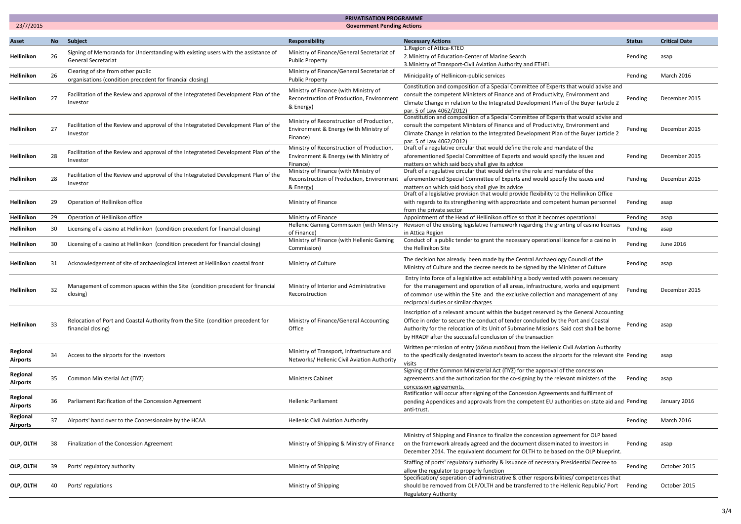# PRIVATISATION PROGRAMME

23/7/2015

## Government Pending Actions

| Asset | No | Subject | Responsibility | Necessary Actions | Status | Critical Date |
|---|---|---|---|---|---|---|
| **Hellinikon** | 26 | Signing of Memoranda for Understanding with existing users with the assistance of General Secretariat | Ministry of Finance/General Secretariat of Public Property | 1.Region of Attica-KTEO<br>2.Ministry of Education-Center of Marine Search<br>3.Ministry of Transport-Civil Aviation Authority and ETHEL | Pending | asap |
| **Hellinikon** | 26 | Clearing of site from other public organisations (condition precedent for financial closing) | Ministry of Finance/General Secretariat of Public Property | Municipality of Hellinicon-public services | Pending | March 2016 |
| **Hellinikon** | 27 | Facilitation of the Review and approval of the Integrateted Development Plan of the Investor | Ministry of Finance (with Ministry of Reconstruction of Production, Environment & Energy) | Constitution and composition of a Special Committee of Experts that would advise and consult the competent Ministers of Finance and of Productivity, Environment and Climate Change in relation to the Integrated Development Plan of the Buyer (article 2 par. 5 of Law 4062/2012) | Pending | December 2015 |
| **Hellinikon** | 27 | Facilitation of the Review and approval of the Integrateted Development Plan of the Investor | Ministry of Reconstruction of Production, Environment & Energy (with Ministry of Finance) | Constitution and composition of a Special Committee of Experts that would advise and consult the competent Ministers of Finance and of Productivity, Environment and Climate Change in relation to the Integrated Development Plan of the Buyer (article 2 par. 5 of Law 4062/2012) | Pending | December 2015 |
| **Hellinikon** | 28 | Facilitation of the Review and approval of the Integrateted Development Plan of the Investor | Ministry of Reconstruction of Production, Environment & Energy (with Ministry of Finance) | Draft of a regulative circular that would define the role and mandate of the aforementioned Special Committee of Experts and would specify the issues and matters on which said body shall give its advice | Pending | December 2015 |
| **Hellinikon** | 28 | Facilitation of the Review and approval of the Integrateted Development Plan of the Investor | Ministry of Finance (with Ministry of Reconstruction of Production, Environment & Energy) | Draft of a regulative circular that would define the role and mandate of the aforementioned Special Committee of Experts and would specify the issues and matters on which said body shall give its advice | Pending | December 2015 |
| **Hellinikon** | 29 | Operation of Hellinikon office | Ministry of Finance | Draft of a legislative provision that would provide flexibility to the Hellinikon Office with regards to its strengthening with appropriate and competent human personnel from the private sector | Pending | asap |
| **Hellinikon** | 29 | Operation of Hellinikon office | Ministry of Finance | Appointment of the Head of Hellinikon office so that it becomes operational | Pending | asap |
| **Hellinikon** | 30 | Licensing of a casino at Hellinikon (condition precedent for financial closing) | Hellenic Gaming Commission (with Ministry of Finance) | Revision of the existing legislative framework regarding the granting of casino licenses in Attica Region | Pending | asap |
| **Hellinikon** | 30 | Licensing of a casino at Hellinikon (condition precedent for financial closing) | Ministry of Finance (with Hellenic Gaming Commission) | Conduct of a public tender to grant the necessary operational licence for a casino in the Hellinikon Site | Pending | June 2016 |
| **Hellinikon** | 31 | Acknowledgement of site of archaeological interest at Hellinikon coastal front | Ministry of Culture | The decision has already been made by the Central Archaeology Council of the Ministry of Culture and the decree needs to be signed by the Minister of Culture | Pending | asap |
| **Hellinikon** | 32 | Management of common spaces within the Site (condition precedent for financial closing) | Ministry of Interior and Administrative Reconstruction | Entry into force of a legislative act establishing a body vested with powers necessary for the management and operation of all areas, infrastructure, works and equipment of common use within the Site and the exclusive collection and management of any reciprocal duties or similar charges | Pending | December 2015 |
| **Hellinikon** | 33 | Relocation of Port and Coastal Authority from the Site (condition precedent for financial closing) | Ministry of Finance/General Accounting Office | Inscription of a relevant amount within the budget reserved by the General Accounting Office in order to secure the conduct of tender concluded by the Port and Coastal Authority for the relocation of its Unit of Submarine Missions. Said cost shall be borne by HRADF after the successful conclusion of the transaction | Pending | asap |
| **Regional Airports** | 34 | Access to the airports for the investors | Ministry of Transport, Infrastructure and Networks/ Hellenic Civil Aviation Authority | Written permission of entry (άδεια εισόδου) from the Hellenic Civil Aviation Authority to the specifically designated investor's team to access the airports for the relevant site visits | Pending | asap |
| **Regional Airports** | 35 | Common Ministerial Act (ΠΥΣ) | Ministers Cabinet | Signing of the Common Ministerial Act (ΠΥΣ) for the approval of the concession agreements and the authorization for the co-signing by the relevant ministers of the concession agreements. | Pending | asap |
| **Regional Airports** | 36 | Parliament Ratification of the Concession Agreement | Hellenic Parliament | Ratification will occur after signing of the Concession Agreements and fulfilment of pending Appendices and approvals from the competent EU authorities on state aid and anti-trust. | Pending | January 2016 |
| **Regional Airports** | 37 | Airports' hand over to the Concessionaire by the HCAA | Hellenic Civil Aviation Authority | | Pending | March 2016 |
| **OLP, OLTH** | 38 | Finalization of the Concession Agreement | Ministry of Shipping & Ministry of Finance | Ministry of Shipping and Finance to finalize the concession agreement for OLP based on the framework already agreed and the document disseminated to investors in December 2014. The equivalent document for OLTH to be based on the OLP blueprint. | Pending | asap |
| **OLP, OLTH** | 39 | Ports' regulatory authority | Ministry of Shipping | Staffing of ports' regulatory authority & issuance of necessary Presidential Decree to allow the regulator to properly function | Pending | October 2015 |
| **OLP, OLTH** | 40 | Ports' regulations | Ministry of Shipping | Specification/ seperation of administrative & other responsibilities/ competences that should be removed from OLP/OLTH and be transferred to the Hellenic Republic/ Port Regulatory Authority | Pending | October 2015 |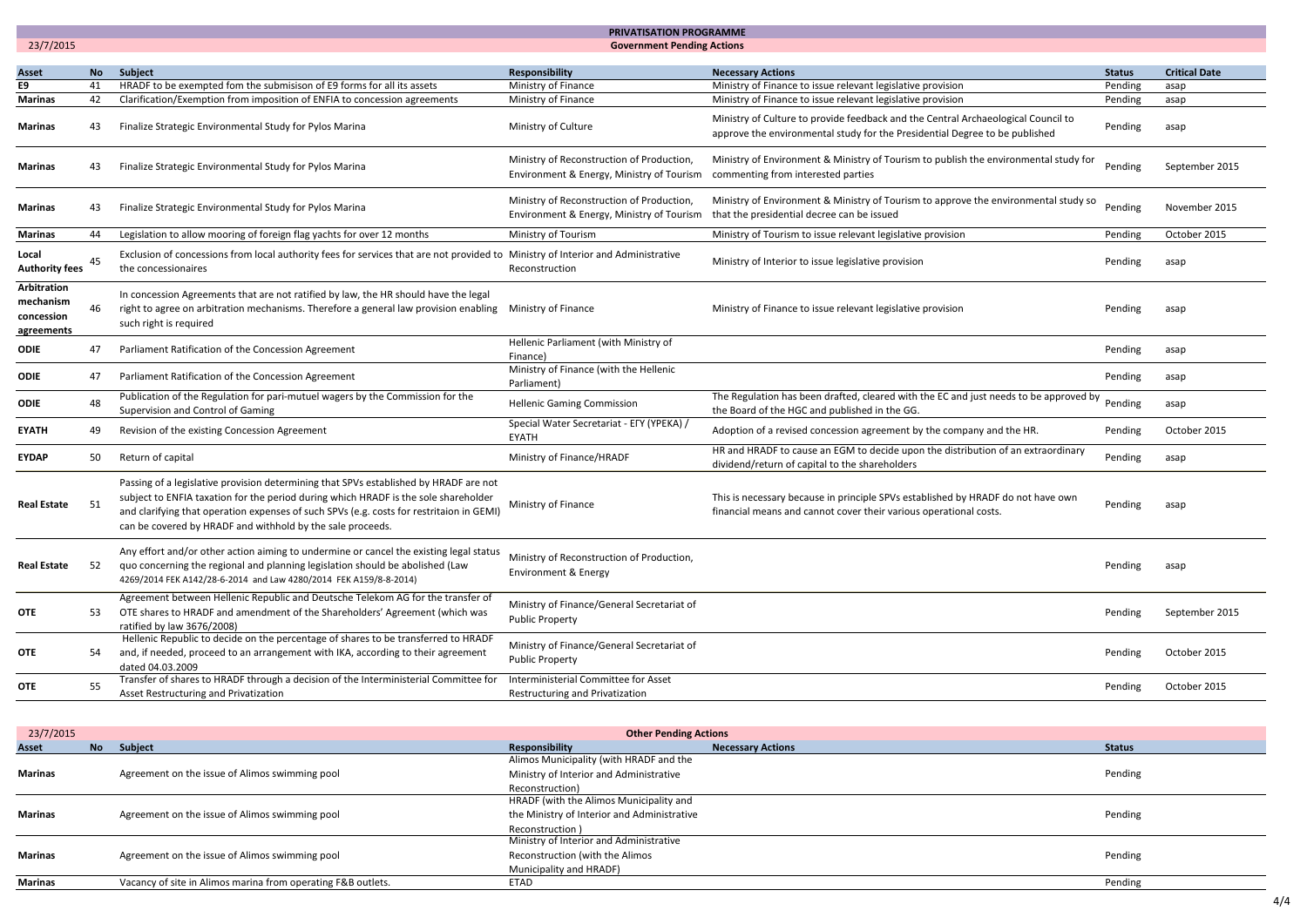# PRIVATISATION PROGRAMME

23/7/2015

## Government Pending Actions

| Asset | No | Subject | Responsibility | Necessary Actions | Status | Critical Date |
|---|---|---|---|---|---|---|
| E9 | 41 | HRADF to be exempted fom the submisison of E9 forms for all its assets | Ministry of Finance | Ministry of Finance to issue relevant legislative provision | Pending | asap |
| Marinas | 42 | Clarification/Exemption from imposition of ENFIA to concession agreements | Ministry of Finance | Ministry of Finance to issue relevant legislative provision | Pending | asap |
| Marinas | 43 | Finalize Strategic Environmental Study for Pylos Marina | Ministry of Culture | Ministry of Culture to provide feedback and the Central Archaeological Council to approve the environmental study for the Presidential Degree to be published | Pending | asap |
| Marinas | 43 | Finalize Strategic Environmental Study for Pylos Marina | Ministry of Reconstruction of Production, Environment & Energy, Ministry of Tourism | Ministry of Environment & Ministry of Tourism to publish the environmental study for commenting from interested parties | Pending | September 2015 |
| Marinas | 43 | Finalize Strategic Environmental Study for Pylos Marina | Ministry of Reconstruction of Production, Environment & Energy, Ministry of Tourism | Ministry of Environment & Ministry of Tourism to approve the environmental study so that the presidential decree can be issued | Pending | November 2015 |
| Marinas | 44 | Legislation to allow mooring of foreign flag yachts for over 12 months | Ministry of Tourism | Ministry of Tourism to issue relevant legislative provision | Pending | October 2015 |
| Local Authority fees | 45 | Exclusion of concessions from local authority fees for services that are not provided to the concessionaires | Ministry of Interior and Administrative Reconstruction | Ministry of Interior to issue legislative provision | Pending | asap |
| Arbitration mechanism concession agreements | 46 | In concession Agreements that are not ratified by law, the HR should have the legal right to agree on arbitration mechanisms. Therefore a general law provision enabling such right is required | Ministry of Finance | Ministry of Finance to issue relevant legislative provision | Pending | asap |
| ODIE | 47 | Parliament Ratification of the Concession Agreement | Hellenic Parliament (with Ministry of Finance) | | Pending | asap |
| ODIE | 47 | Parliament Ratification of the Concession Agreement | Ministry of Finance (with the Hellenic Parliament) | | Pending | asap |
| ODIE | 48 | Publication of the Regulation for pari-mutuel wagers by the Commission for the Supervision and Control of Gaming | Hellenic Gaming Commission | The Regulation has been drafted, cleared with the EC and just needs to be approved by the Board of the HGC and published in the GG. | Pending | asap |
| EYATH | 49 | Revision of the existing Concession Agreement | Special Water Secretariat - EΓY (YPEKA) / EYATH | Adoption of a revised concession agreement by the company and the HR. | Pending | October 2015 |
| EYDAP | 50 | Return of capital | Ministry of Finance/HRADF | HR and HRADF to cause an EGM to decide upon the distribution of an extraordinary dividend/return of capital to the shareholders | Pending | asap |
| Real Estate | 51 | Passing of a legislative provision determining that SPVs established by HRADF are not subject to ENFIA taxation for the period during which HRADF is the sole shareholder and clarifying that operation expenses of such SPVs (e.g. costs for restritaion in GEMI) can be covered by HRADF and withhold by the sale proceeds. | Ministry of Finance | This is necessary because in principle SPVs established by HRADF do not have own financial means and cannot cover their various operational costs. | Pending | asap |
| Real Estate | 52 | Any effort and/or other action aiming to undermine or cancel the existing legal status quo concerning the regional and planning legislation should be abolished (Law 4269/2014 FEK A142/28-6-2014 and Law 4280/2014 FEK A159/8-8-2014) | Ministry of Reconstruction of Production, Environment & Energy | | Pending | asap |
| OTE | 53 | Agreement between Hellenic Republic and Deutsche Telekom AG for the transfer of OTE shares to HRADF and amendment of the Shareholders' Agreement (which was ratified by law 3676/2008) | Ministry of Finance/General Secretariat of Public Property | | Pending | September 2015 |
| OTE | 54 | Hellenic Republic to decide on the percentage of shares to be transferred to HRADF and, if needed, proceed to an arrangement with IKA, according to their agreement dated 04.03.2009 | Ministry of Finance/General Secretariat of Public Property | | Pending | October 2015 |
| OTE | 55 | Transfer of shares to HRADF through a decision of the Interministerial Committee for Asset Restructuring and Privatization | Interministerial Committee for Asset Restructuring and Privatization | | Pending | October 2015 |

23/7/2015

## Other Pending Actions

| Asset | No | Subject | Responsibility | Necessary Actions | Status |
|---|---|---|---|---|---|
| Marinas | | Agreement on the issue of Alimos swimming pool | Alimos Municipality (with HRADF and the Ministry of Interior and Administrative Reconstruction) | | Pending |
| Marinas | | Agreement on the issue of Alimos swimming pool | HRADF (with the Alimos Municipality and the Ministry of Interior and Administrative Reconstruction ) | | Pending |
| Marinas | | Agreement on the issue of Alimos swimming pool | Ministry of Interior and Administrative Reconstruction (with the Alimos Municipality and HRADF) | | Pending |
| Marinas | | Vacancy of site in Alimos marina from operating F&B outlets. | ETAD | | Pending |